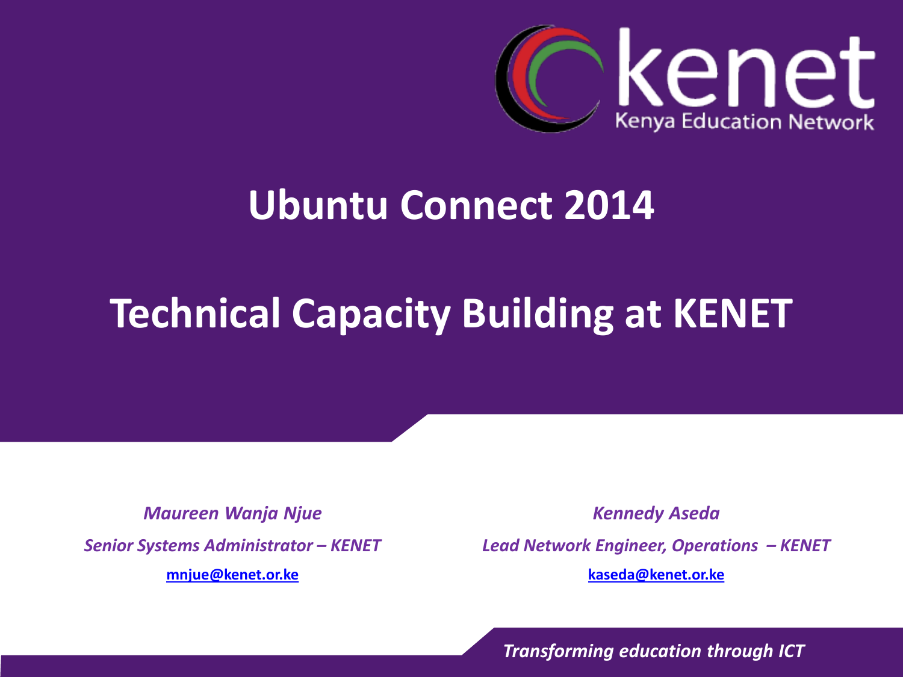kenet
Kenya Education Network

# Ubuntu Connect 2014

# Technical Capacity Building at KENET

***Maureen Wanja Njue***

***Senior Systems Administrator – KENET***

**mnjue@kenet.or.ke**

***Kennedy Aseda***

***Lead Network Engineer, Operations – KENET***

**kaseda@kenet.or.ke**

***Transforming education through ICT***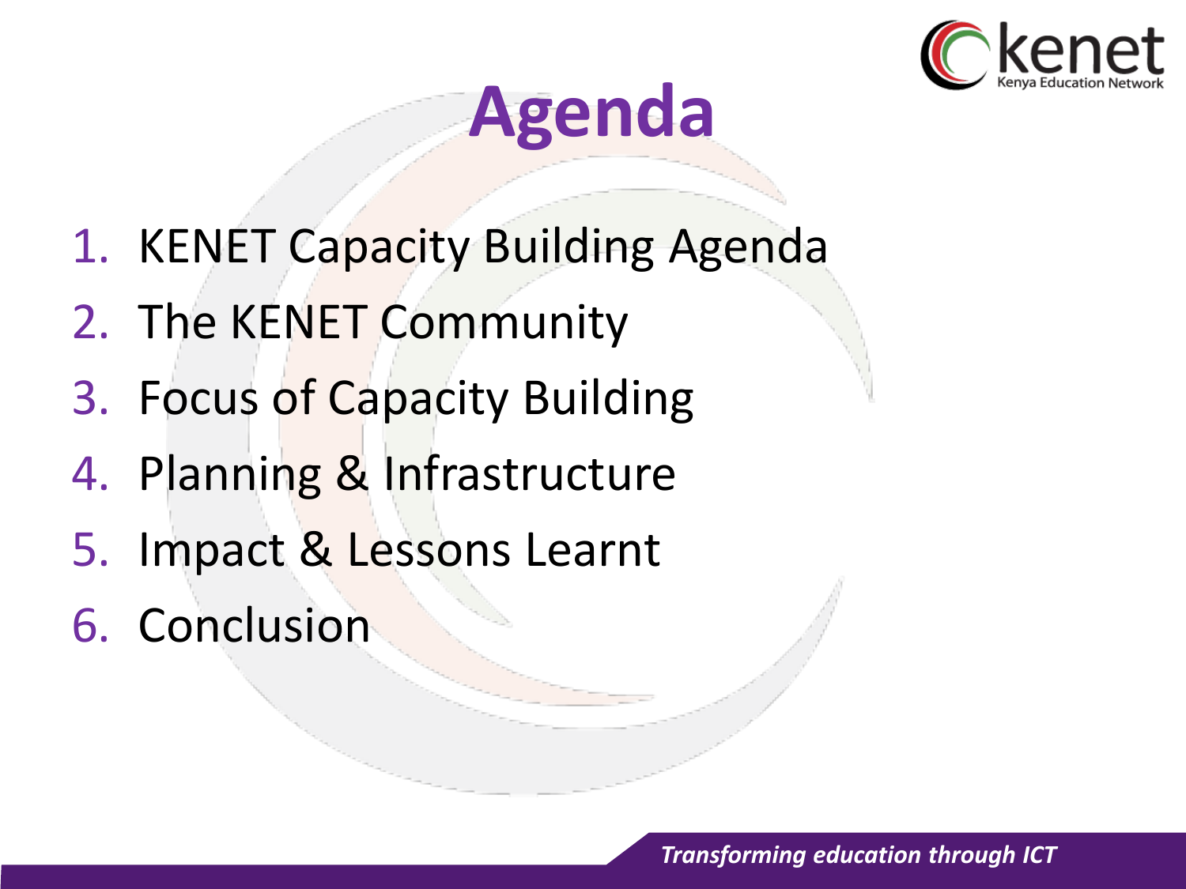# Agenda

1. KENET Capacity Building Agenda
2. The KENET Community
3. Focus of Capacity Building
4. Planning & Infrastructure
5. Impact & Lessons Learnt
6. Conclusion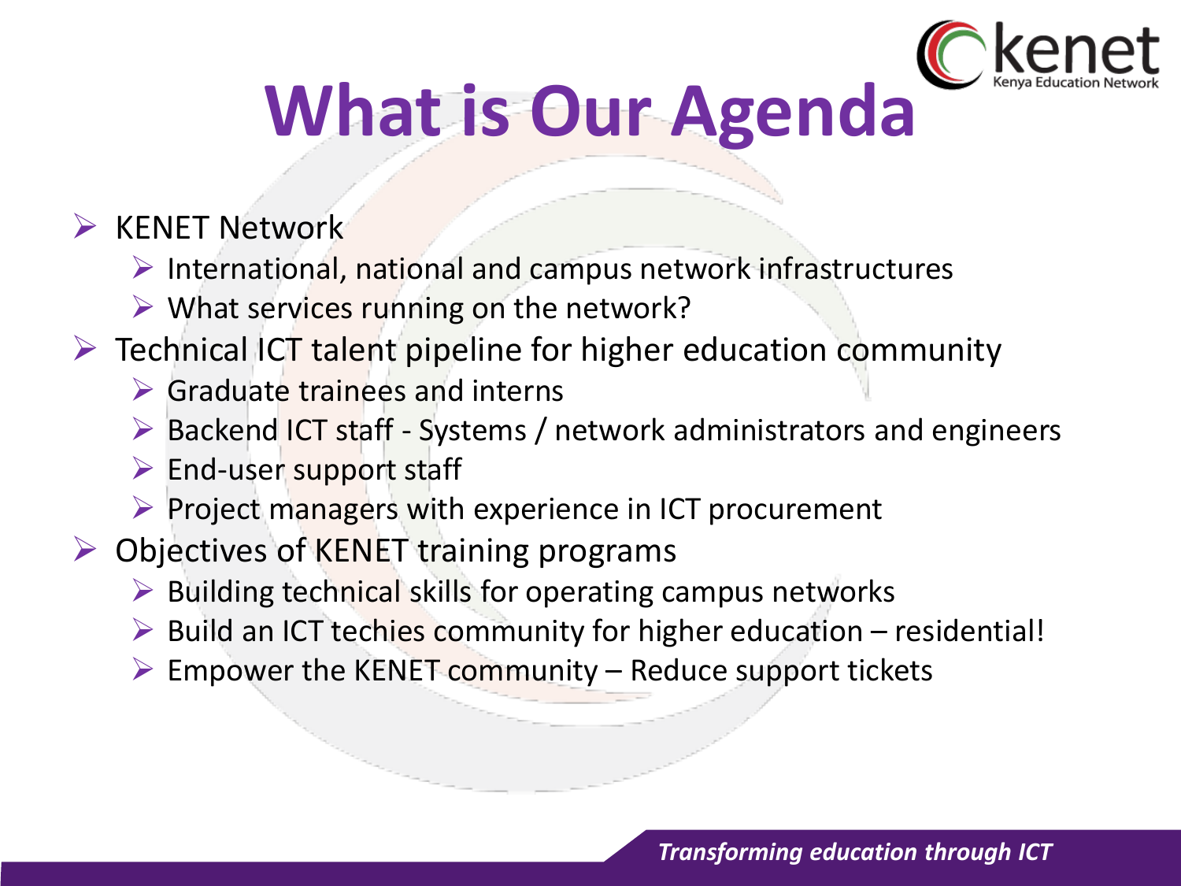# What is Our Agenda

- KENET Network
  - International, national and campus network infrastructures
  - What services running on the network?
- Technical ICT talent pipeline for higher education community
  - Graduate trainees and interns
  - Backend ICT staff - Systems / network administrators and engineers
  - End-user support staff
  - Project managers with experience in ICT procurement
- Objectives of KENET training programs
  - Building technical skills for operating campus networks
  - Build an ICT techies community for higher education – residential!
  - Empower the KENET community – Reduce support tickets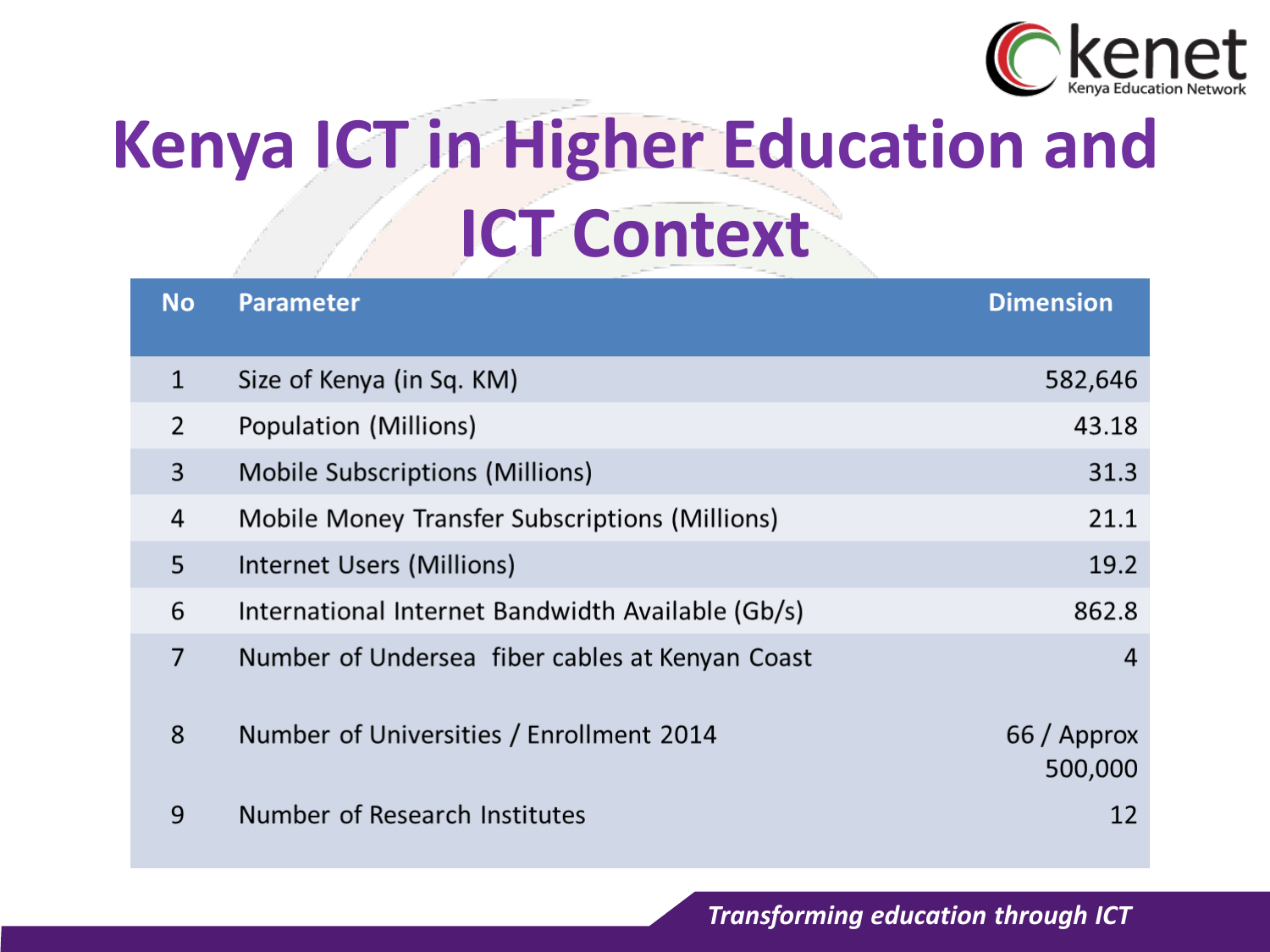# Kenya ICT in Higher Education and ICT Context

| No | Parameter | Dimension |
|---|---|---|
| 1 | Size of Kenya (in Sq. KM) | 582,646 |
| 2 | Population (Millions) | 43.18 |
| 3 | Mobile Subscriptions (Millions) | 31.3 |
| 4 | Mobile Money Transfer Subscriptions (Millions) | 21.1 |
| 5 | Internet Users (Millions) | 19.2 |
| 6 | International Internet Bandwidth Available (Gb/s) | 862.8 |
| 7 | Number of Undersea fiber cables at Kenyan Coast | 4 |
| 8 | Number of Universities / Enrollment 2014 | 66 / Approx 500,000 |
| 9 | Number of Research Institutes | 12 |

*Transforming education through ICT*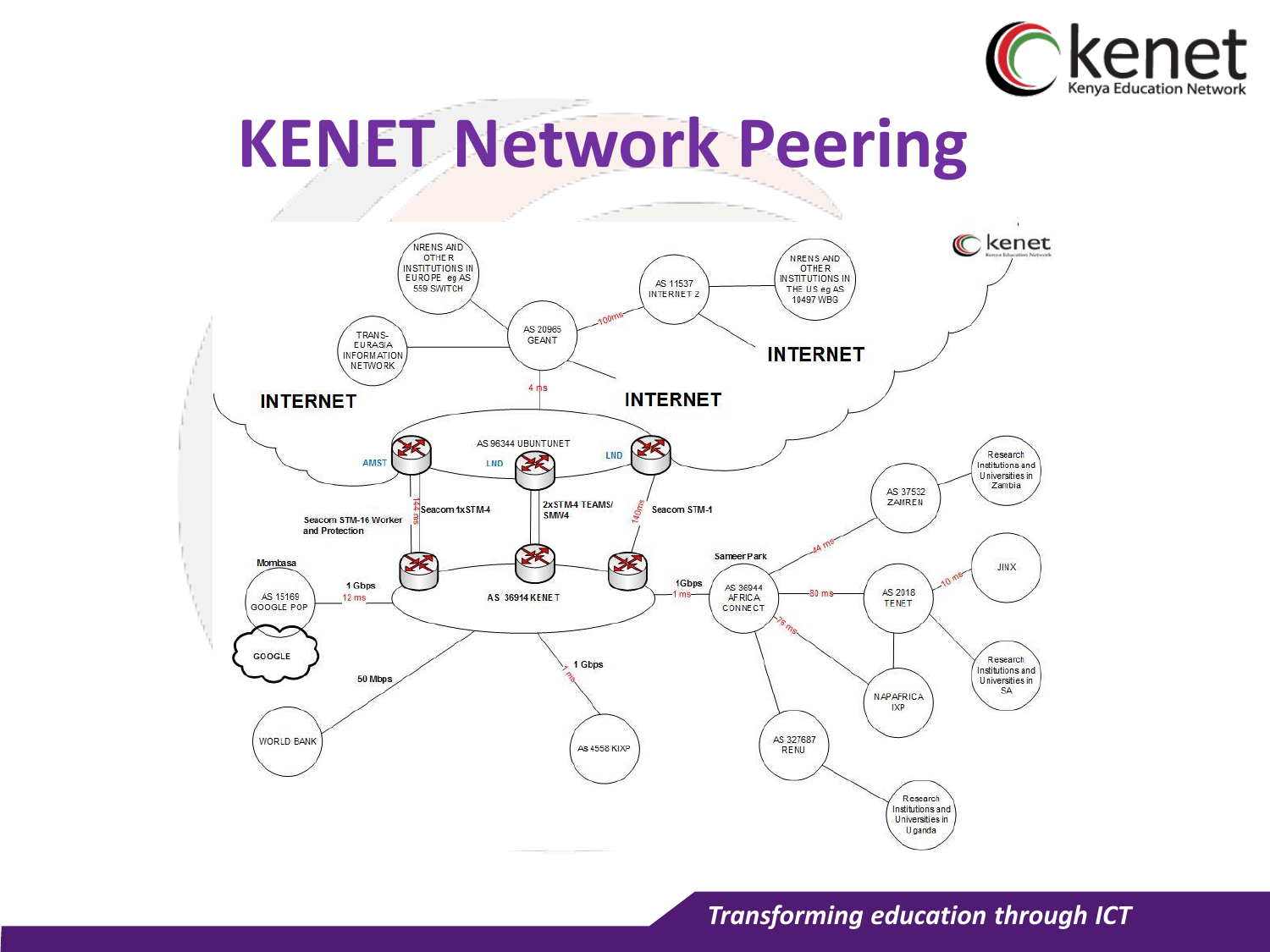# KENET Network Peering

NRENS AND OTHER INSTITUTIONS IN EUROPE eg AS 559 SWITCH

TRANS-EURASIA INFORMATION NETWORK

AS 20965 GEANT

AS 11537 INTERNET 2

NRENS AND OTHER INSTITUTIONS IN THE US eg AS 10497 WBG

100ms

INTERNET

INTERNET

INTERNET

4 ms

AS 96344 UBUNTUNET

AMST

LND

LND

Seacom 1xSTM-4

144 ms

2xSTM-4 TEAMS/ SMW4

Seacom STM-1

140ms

Seacom STM-16 Worker and Protection

Mombasa

AS 15169 GOOGLE POP

GOOGLE

1 Gbps

12 ms

AS 36914 KENET

1Gbps

1 ms

Sameer Park

AS 36944 AFRICA CONNECT

44 ms

AS 37532 ZAMREN

Research Institutions and Universities in Zambia

80 ms

AS 2018 TENET

10 ms

JINX

Research Institutions and Universities in SA

76 ms

NAPAFRICA IXP

AS 327687 RENU

Research Institutions and Universities in Uganda

50 Mbps

WORLD BANK

1 Gbps

1 ms

As 4558 KIXP

*Transforming education through ICT*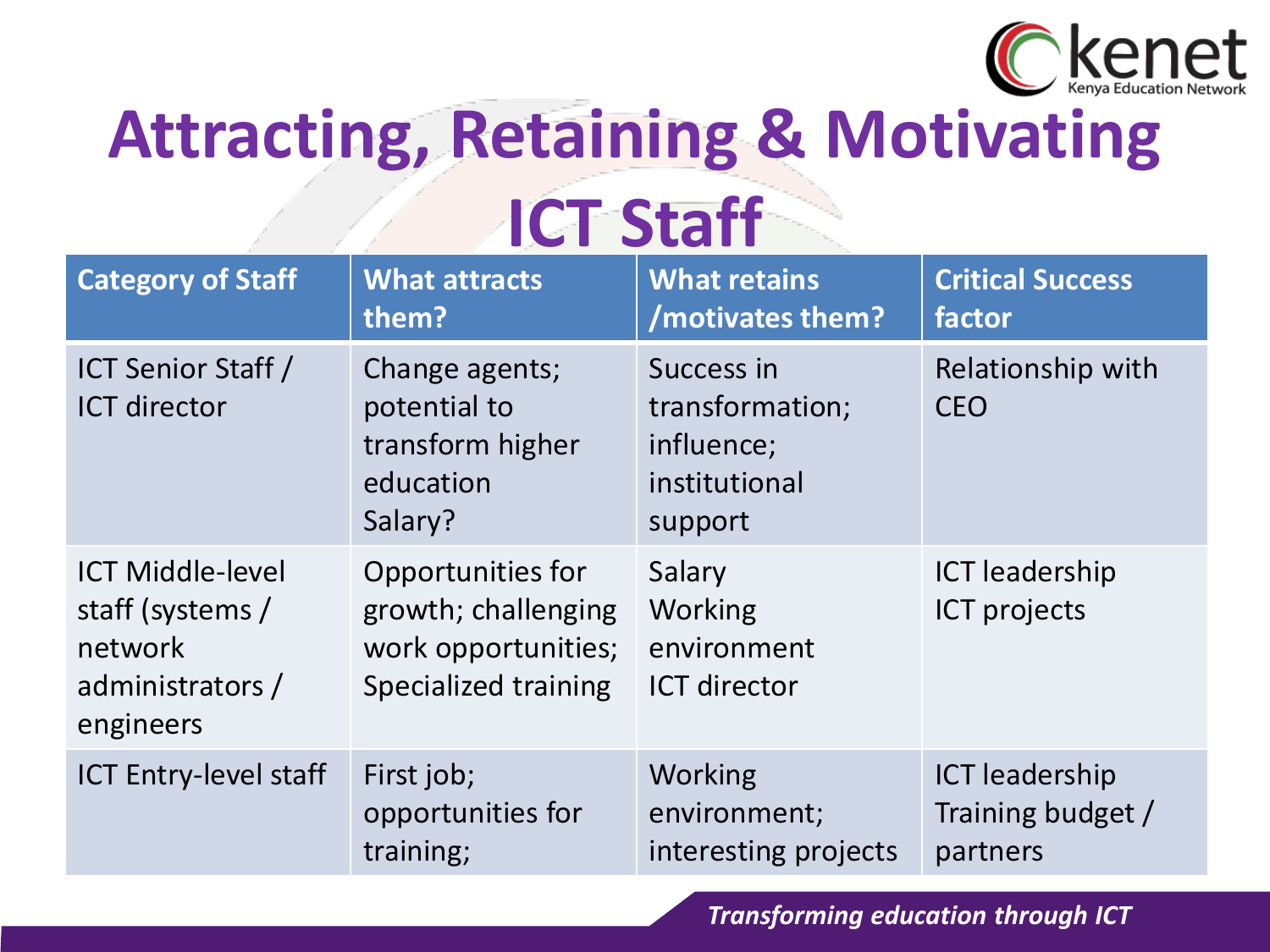# Attracting, Retaining & Motivating ICT Staff

| Category of Staff | What attracts them? | What retains /motivates them? | Critical Success factor |
|---|---|---|---|
| ICT Senior Staff / ICT director | Change agents; potential to transform higher education Salary? | Success in transformation; influence; institutional support | Relationship with CEO |
| ICT Middle-level staff (systems / network administrators / engineers | Opportunities for growth; challenging work opportunities; Specialized training | Salary Working environment ICT director | ICT leadership ICT projects |
| ICT Entry-level staff | First job; opportunities for training; | Working environment; interesting projects | ICT leadership Training budget / partners |

*Transforming education through ICT*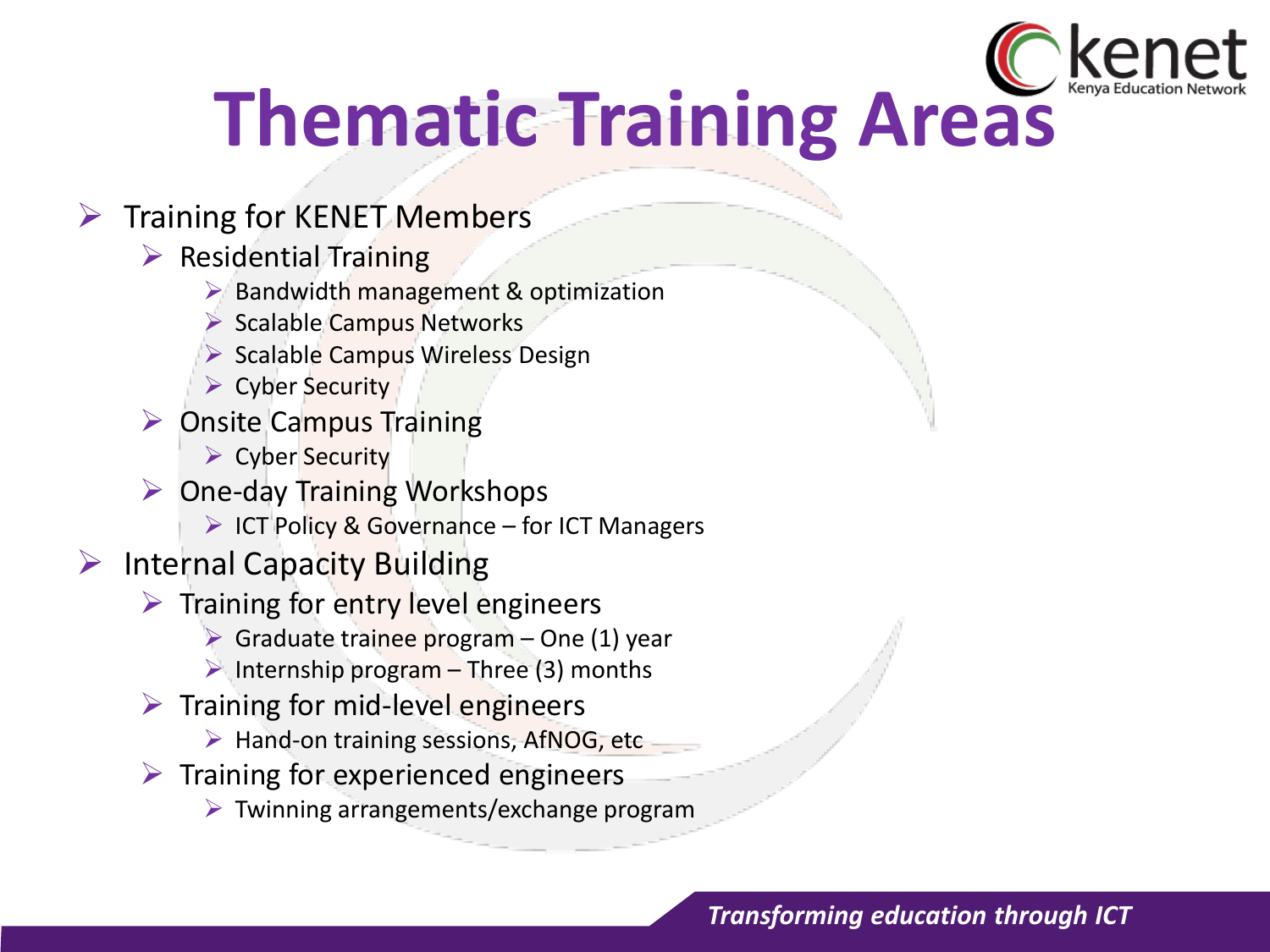# Thematic Training Areas

- Training for KENET Members
  - Residential Training
    - Bandwidth management & optimization
    - Scalable Campus Networks
    - Scalable Campus Wireless Design
    - Cyber Security
  - Onsite Campus Training
    - Cyber Security
  - One-day Training Workshops
    - ICT Policy & Governance – for ICT Managers
- Internal Capacity Building
  - Training for entry level engineers
    - Graduate trainee program – One (1) year
    - Internship program – Three (3) months
  - Training for mid-level engineers
    - Hand-on training sessions, AfNOG, etc
  - Training for experienced engineers
    - Twinning arrangements/exchange program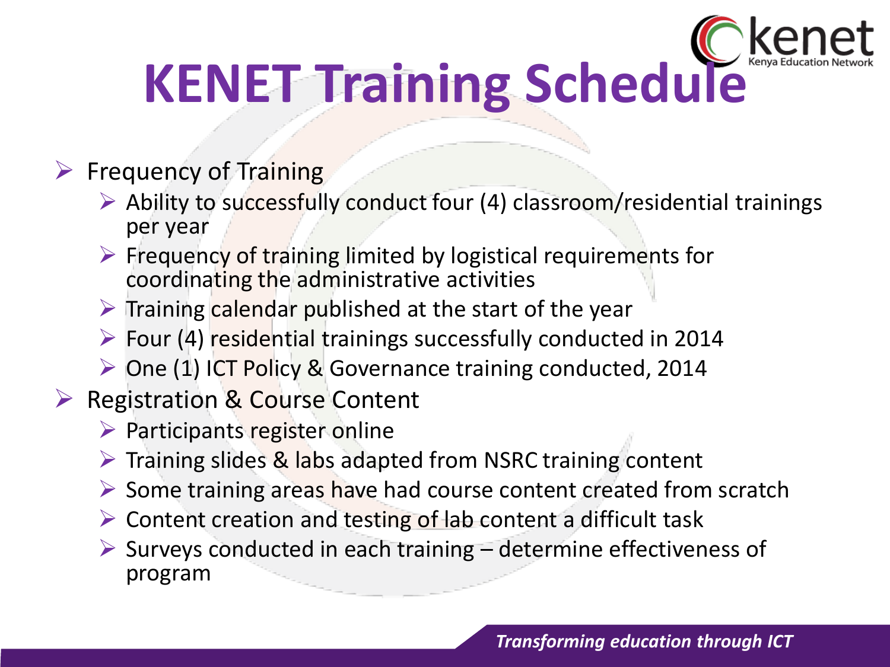# KENET Training Schedule

- Frequency of Training
  - Ability to successfully conduct four (4) classroom/residential trainings per year
  - Frequency of training limited by logistical requirements for coordinating the administrative activities
  - Training calendar published at the start of the year
  - Four (4) residential trainings successfully conducted in 2014
  - One (1) ICT Policy & Governance training conducted, 2014
- Registration & Course Content
  - Participants register online
  - Training slides & labs adapted from NSRC training content
  - Some training areas have had course content created from scratch
  - Content creation and testing of lab content a difficult task
  - Surveys conducted in each training – determine effectiveness of program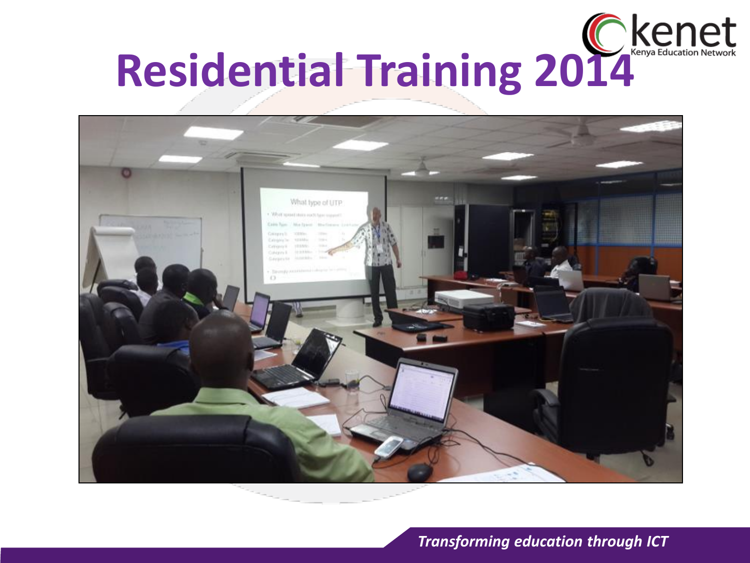# Residential Training 2014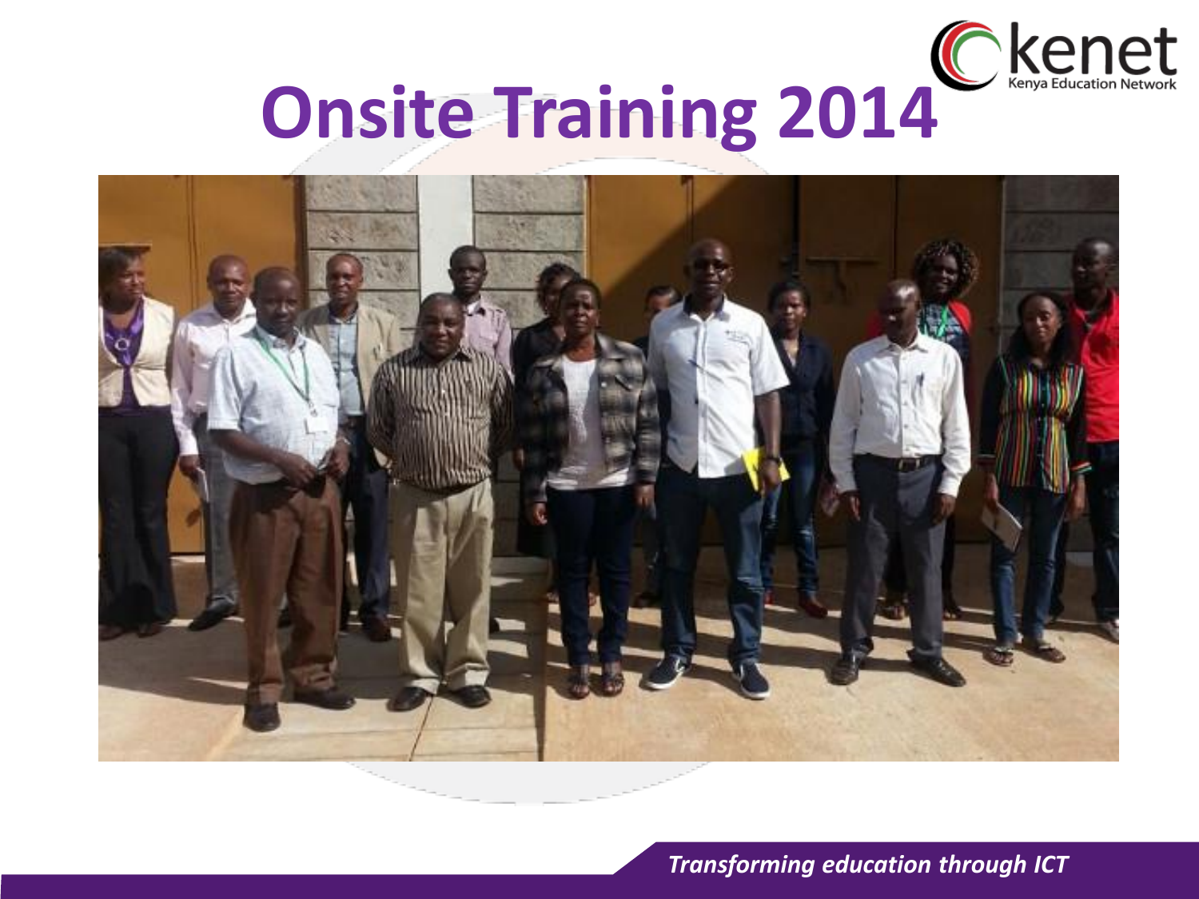# Onsite Training 2014

*Transforming education through ICT*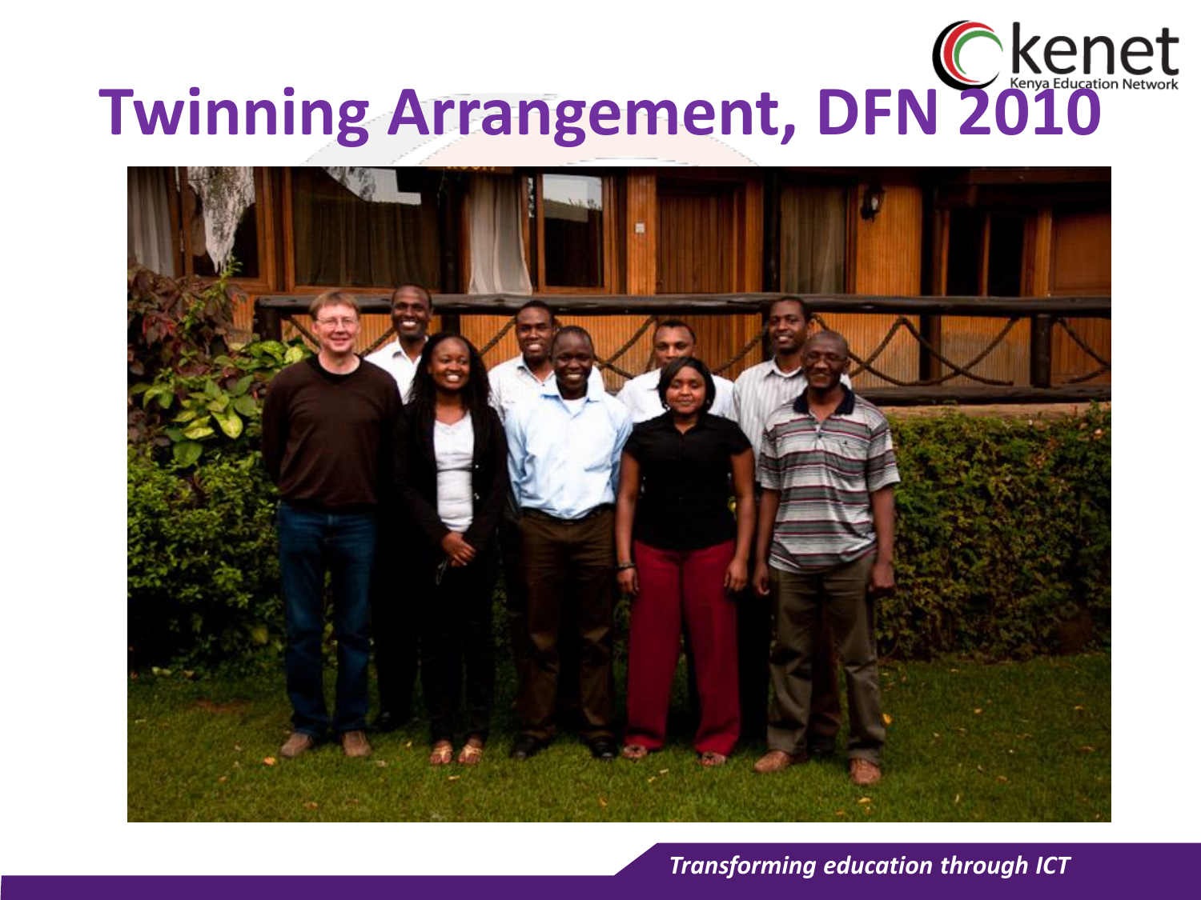# Twinning Arrangement, DFN 2010

*Transforming education through ICT*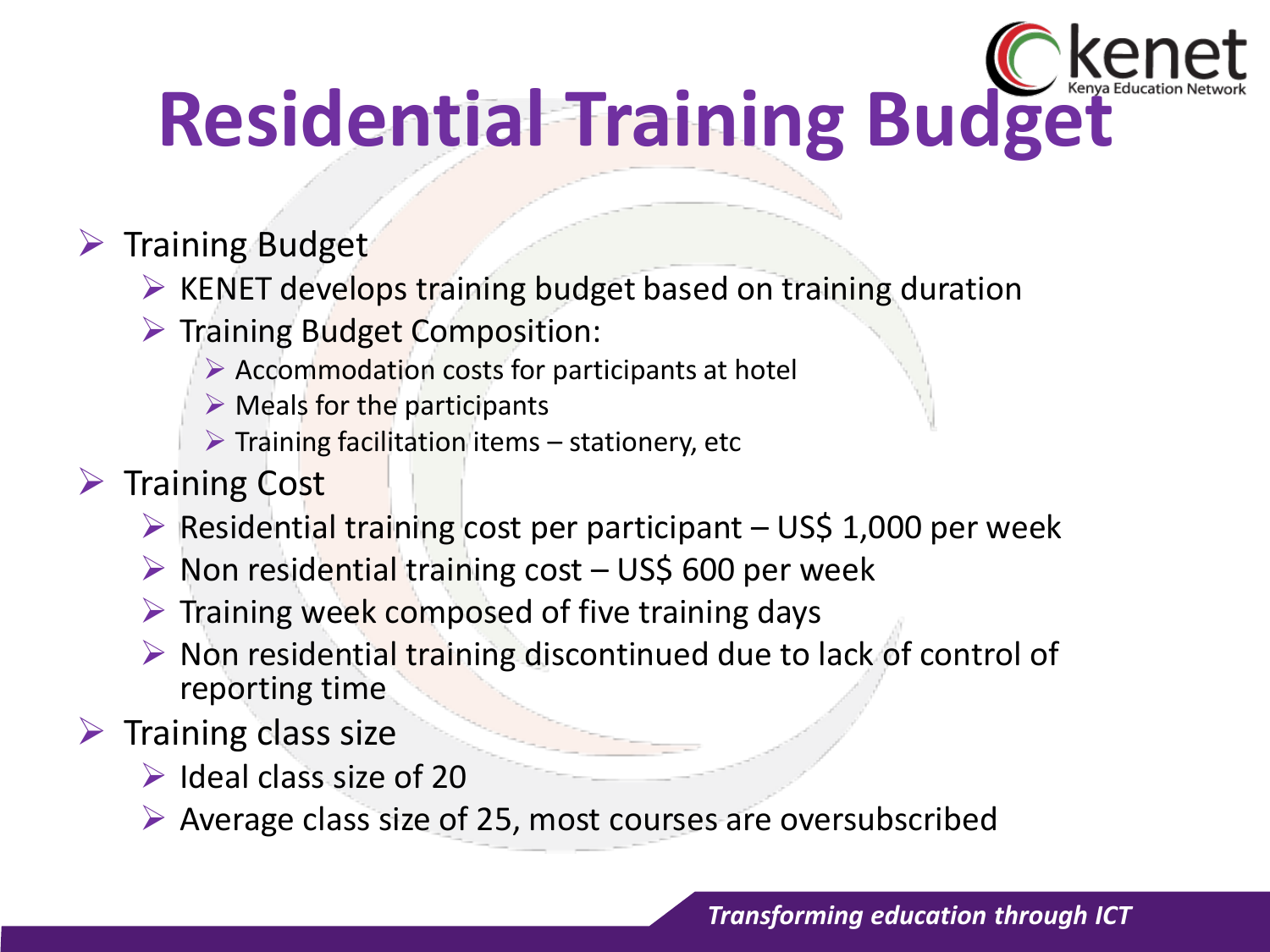# Residential Training Budget

- Training Budget
  - KENET develops training budget based on training duration
  - Training Budget Composition:
    - Accommodation costs for participants at hotel
    - Meals for the participants
    - Training facilitation items – stationery, etc
- Training Cost
  - Residential training cost per participant – US$ 1,000 per week
  - Non residential training cost – US$ 600 per week
  - Training week composed of five training days
  - Non residential training discontinued due to lack of control of reporting time
- Training class size
  - Ideal class size of 20
  - Average class size of 25, most courses are oversubscribed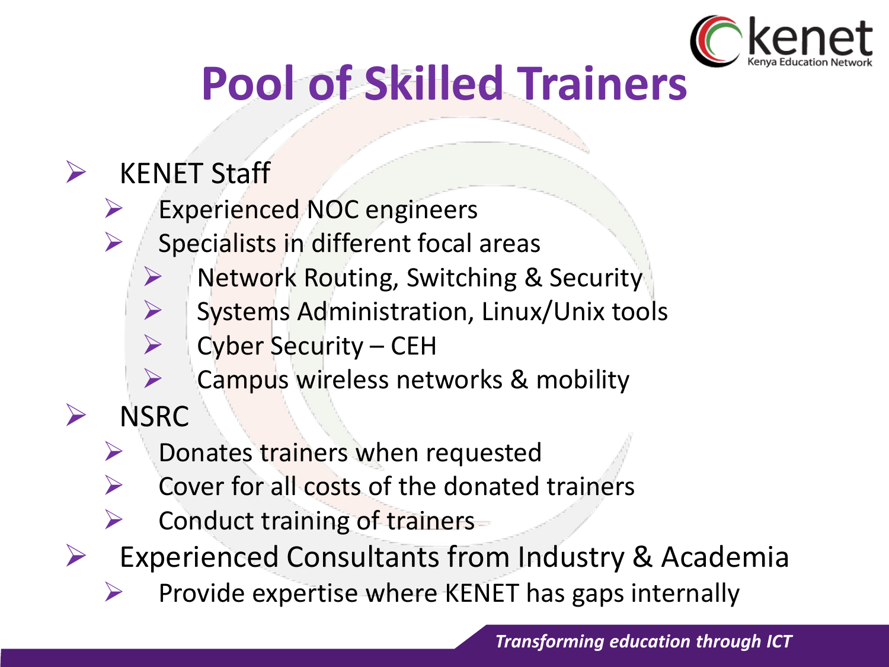# Pool of Skilled Trainers

- KENET Staff
  - Experienced NOC engineers
  - Specialists in different focal areas
    - Network Routing, Switching & Security
    - Systems Administration, Linux/Unix tools
    - Cyber Security – CEH
    - Campus wireless networks & mobility
- NSRC
  - Donates trainers when requested
  - Cover for all costs of the donated trainers
  - Conduct training of trainers
- Experienced Consultants from Industry & Academia
  - Provide expertise where KENET has gaps internally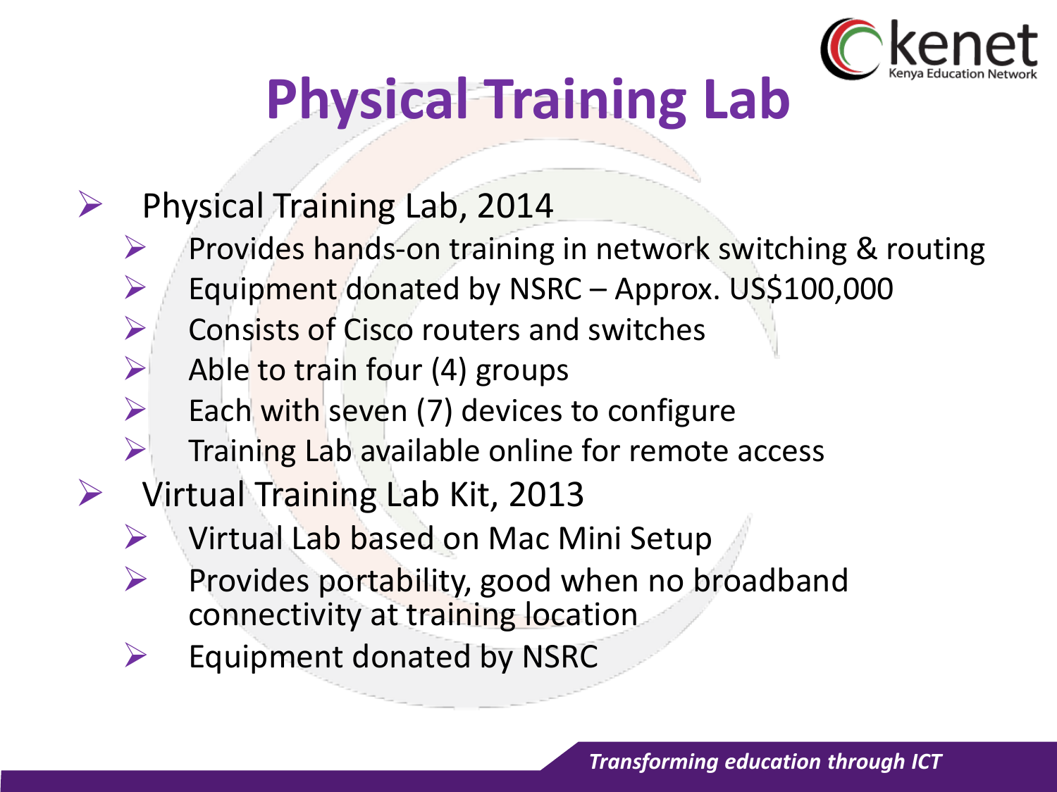# Physical Training Lab

- Physical Training Lab, 2014
  - Provides hands-on training in network switching & routing
  - Equipment donated by NSRC – Approx. US$100,000
  - Consists of Cisco routers and switches
  - Able to train four (4) groups
  - Each with seven (7) devices to configure
  - Training Lab available online for remote access
- Virtual Training Lab Kit, 2013
  - Virtual Lab based on Mac Mini Setup
  - Provides portability, good when no broadband connectivity at training location
  - Equipment donated by NSRC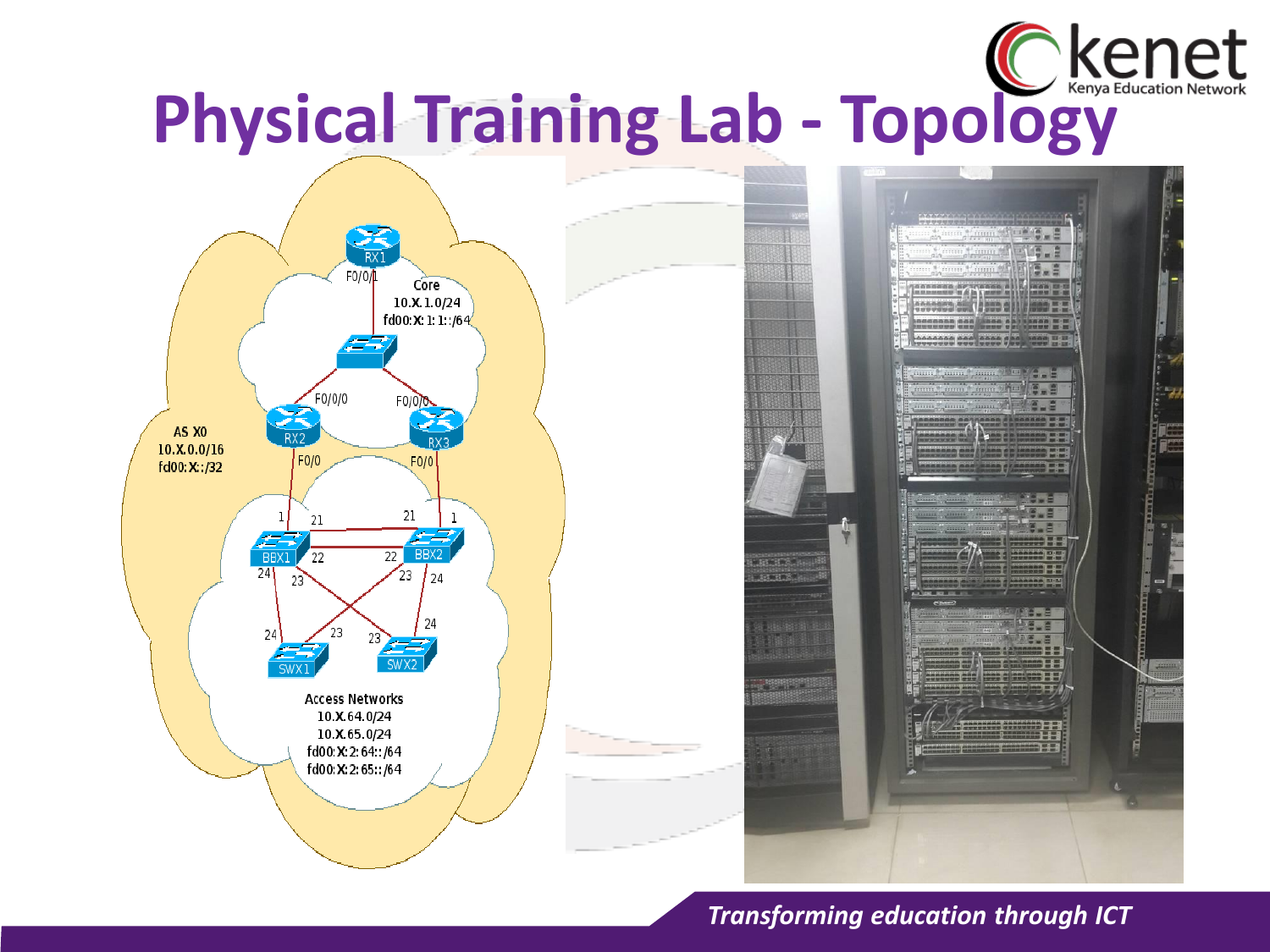# Physical Training Lab - Topology

AS X0
10.X.0.0/16
fd00:X::/32

RX1
F0/0/1

Core
10.X.1.0/24
fd00:X:1:1::/64

F0/0/0
RX2
F0/0

F0/0/0
RX3
F0/0

1
21
BBX1
22
24
23

21
1
22
BBX2
23
24

24
23
SWX1

23
24
SWX2

Access Networks
10.X.64.0/24
10.X.65.0/24
fd00:X:2:64::/64
fd00:X:2:65::/64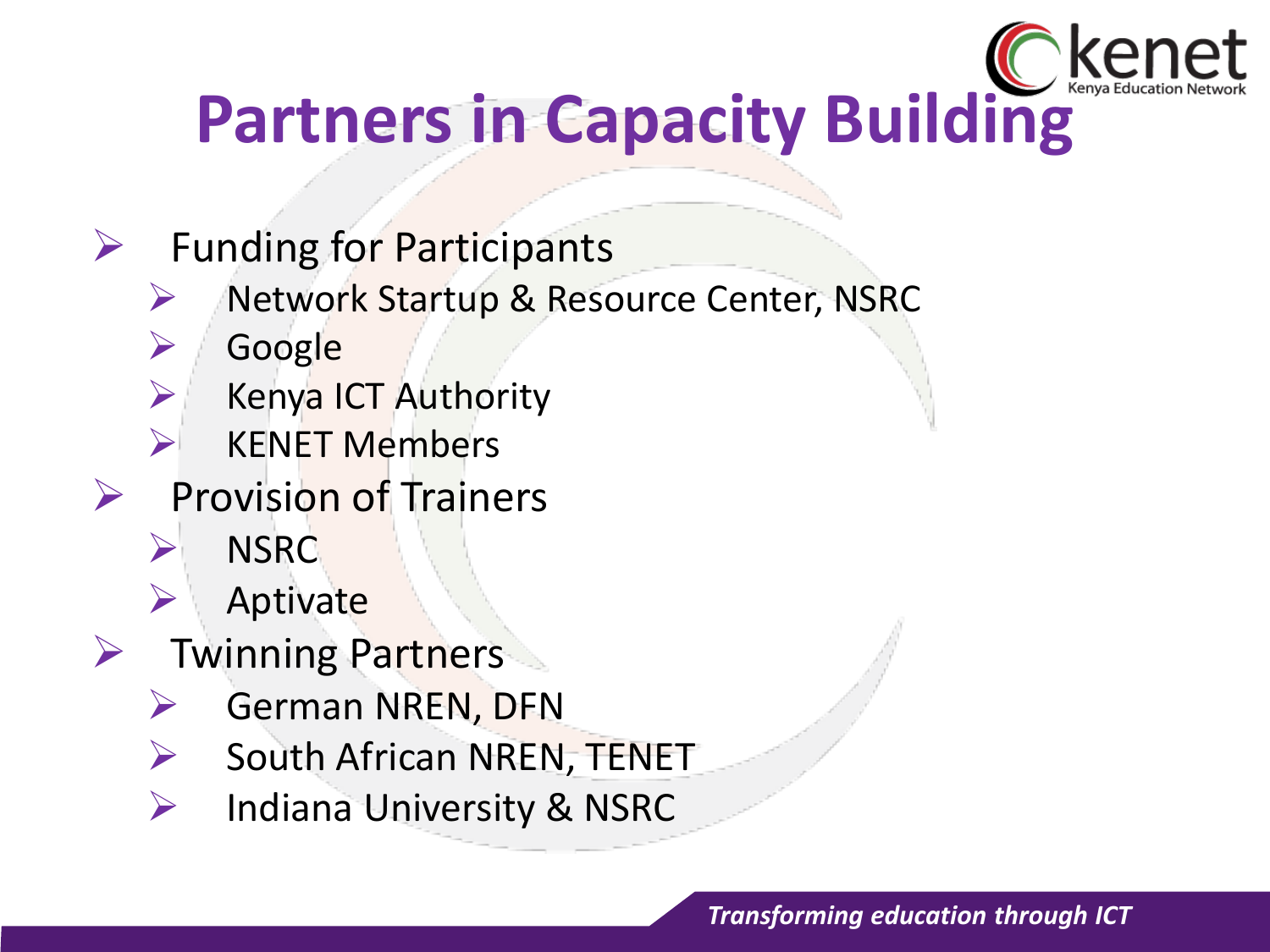# Partners in Capacity Building

- Funding for Participants
  - Network Startup & Resource Center, NSRC
  - Google
  - Kenya ICT Authority
  - KENET Members
- Provision of Trainers
  - NSRC
  - Aptivate
- Twinning Partners
  - German NREN, DFN
  - South African NREN, TENET
  - Indiana University & NSRC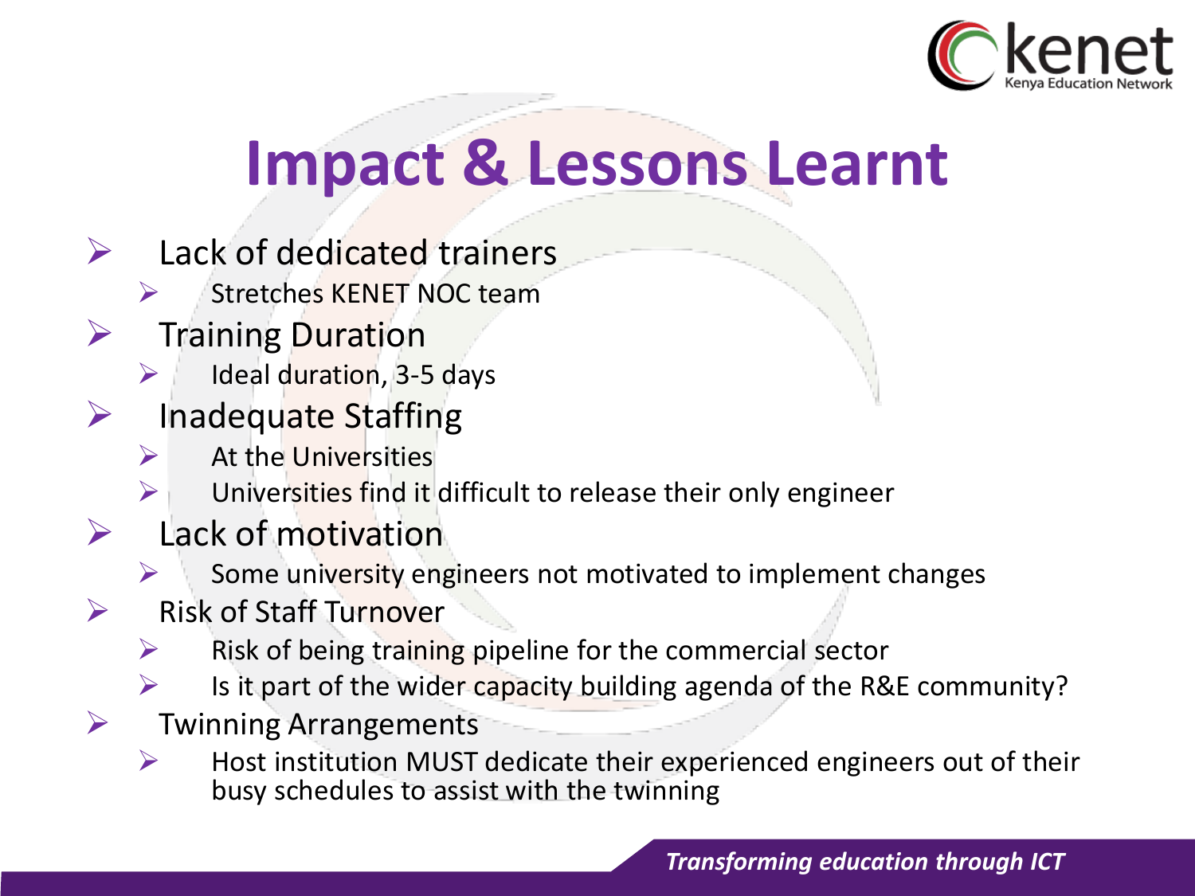# Impact & Lessons Learnt

- Lack of dedicated trainers
  - Stretches KENET NOC team
- Training Duration
  - Ideal duration, 3-5 days
- Inadequate Staffing
  - At the Universities
  - Universities find it difficult to release their only engineer
- Lack of motivation
  - Some university engineers not motivated to implement changes
- Risk of Staff Turnover
  - Risk of being training pipeline for the commercial sector
  - Is it part of the wider capacity building agenda of the R&E community?
- Twinning Arrangements
  - Host institution MUST dedicate their experienced engineers out of their busy schedules to assist with the twinning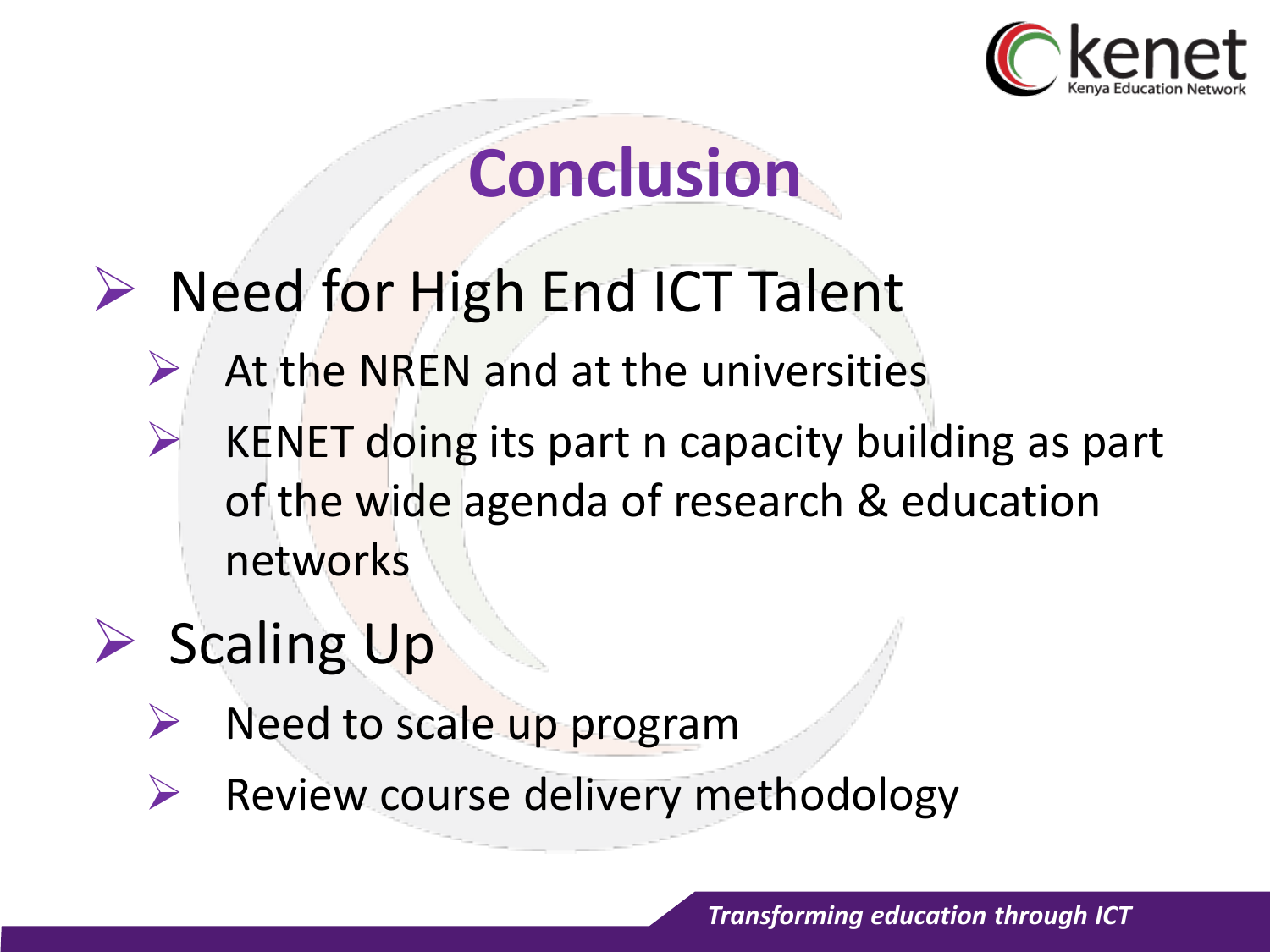# Conclusion

- Need for High End ICT Talent
  - At the NREN and at the universities
  - KENET doing its part n capacity building as part of the wide agenda of research & education networks
- Scaling Up
  - Need to scale up program
  - Review course delivery methodology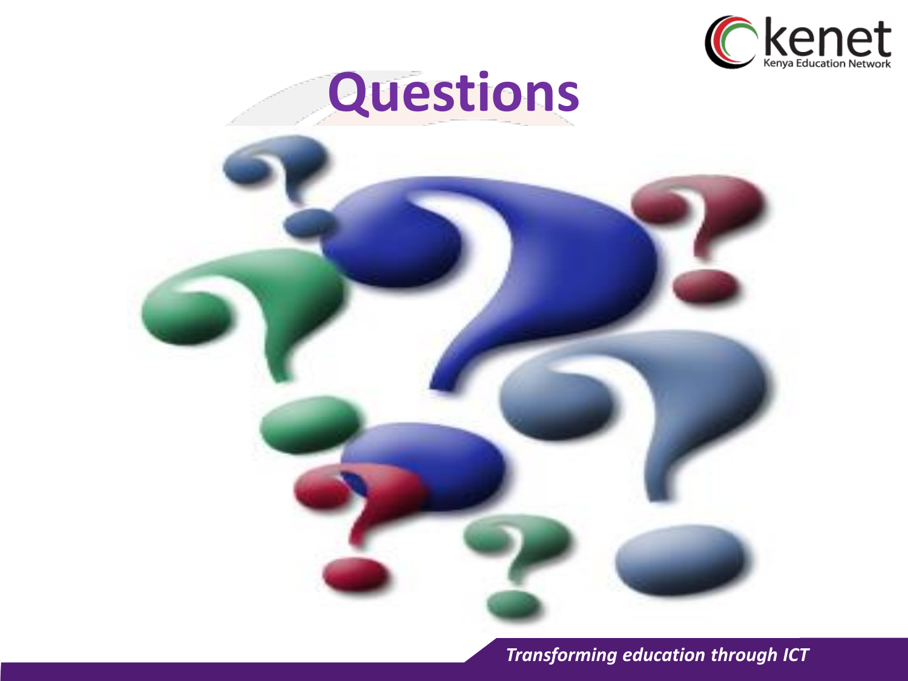# Questions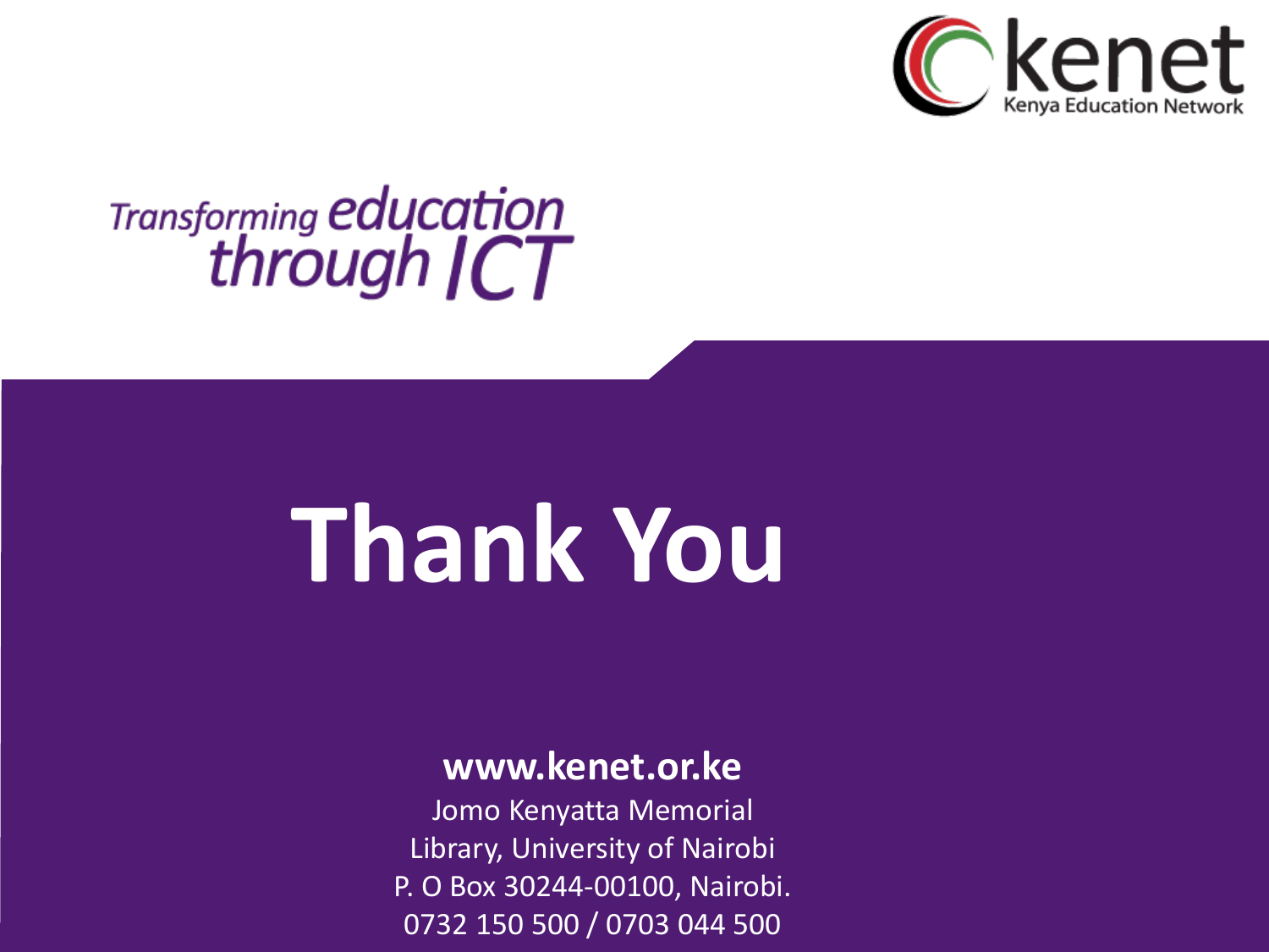kenet
Kenya Education Network

Transforming education through ICT

# Thank You

**www.kenet.or.ke**

Jomo Kenyatta Memorial Library, University of Nairobi
P. O Box 30244-00100, Nairobi.
0732 150 500 / 0703 044 500